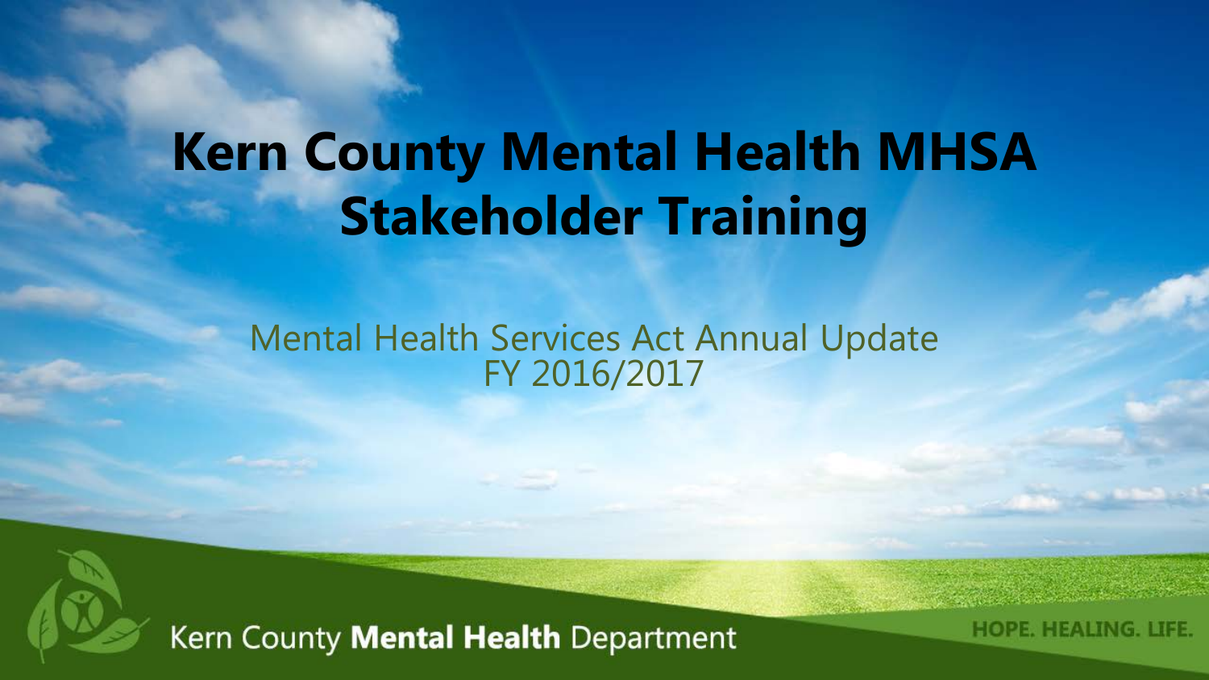# Kern County Mental Health MHSA Stakeholder Training

Mental Health Services Act Annual Update
FY 2016/2017

Kern County **Mental Health** Department

HOPE. HEALING. LIFE.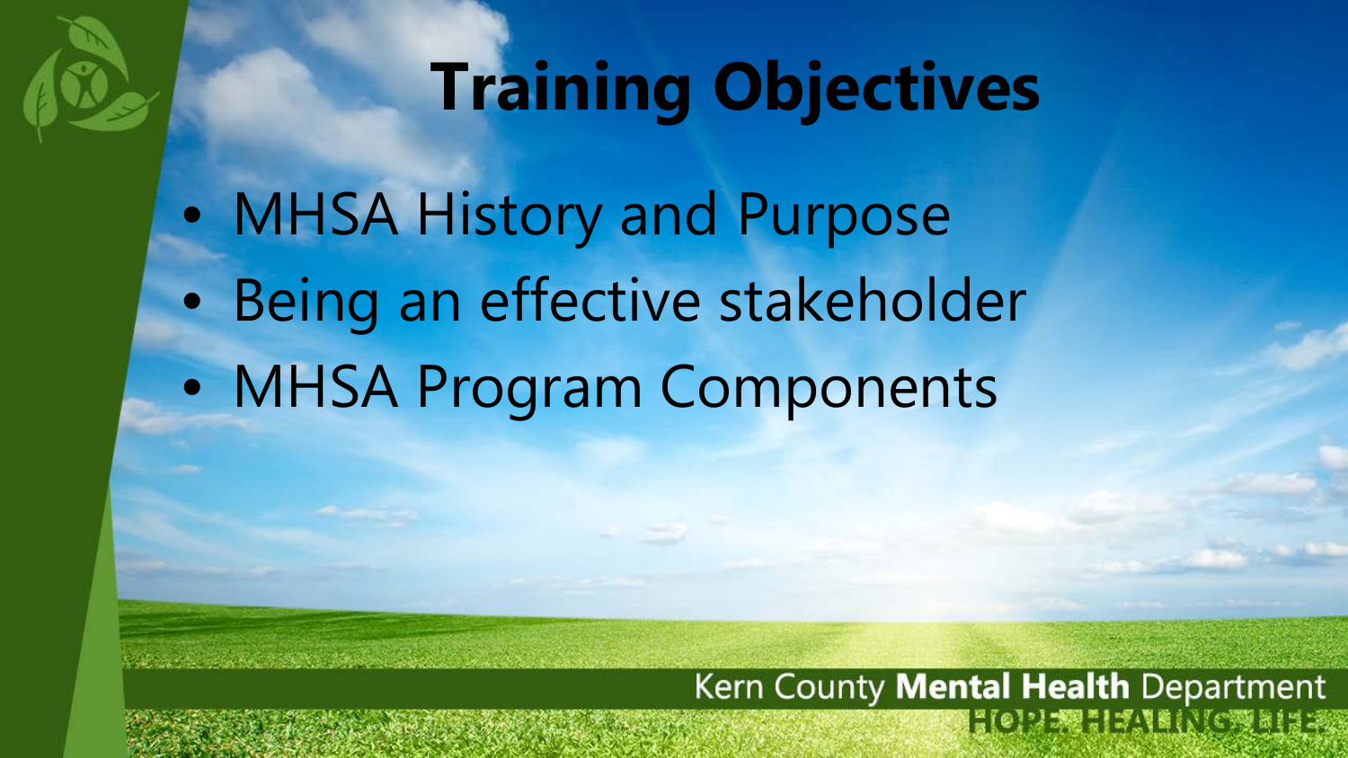# Training Objectives

- MHSA History and Purpose
- Being an effective stakeholder
- MHSA Program Components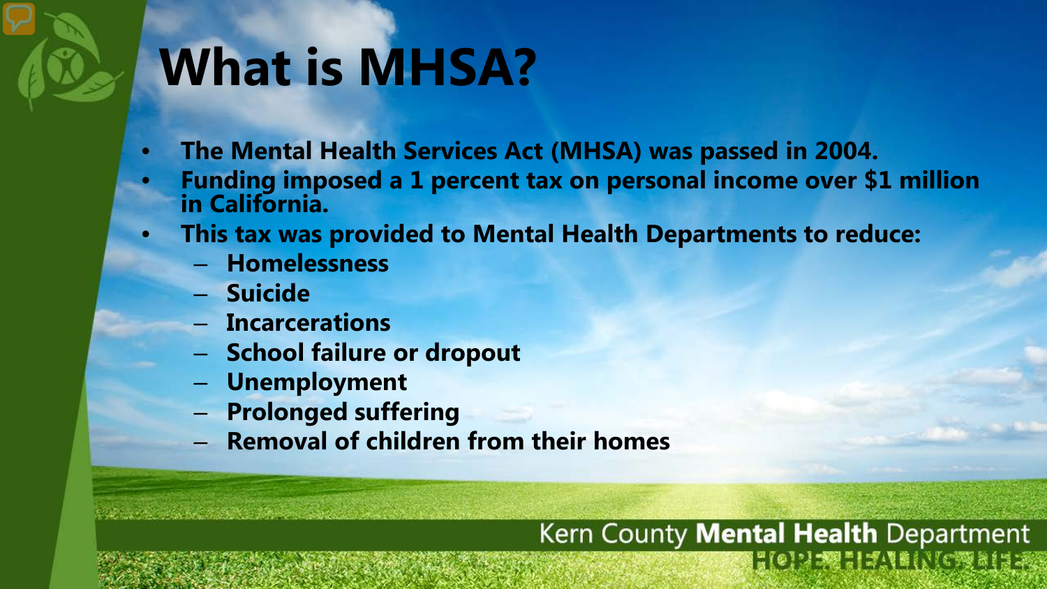# What is MHSA?

- The Mental Health Services Act (MHSA) was passed in 2004.
- Funding imposed a 1 percent tax on personal income over $1 million in California.
- This tax was provided to Mental Health Departments to reduce:
  - Homelessness
  - Suicide
  - Incarcerations
  - School failure or dropout
  - Unemployment
  - Prolonged suffering
  - Removal of children from their homes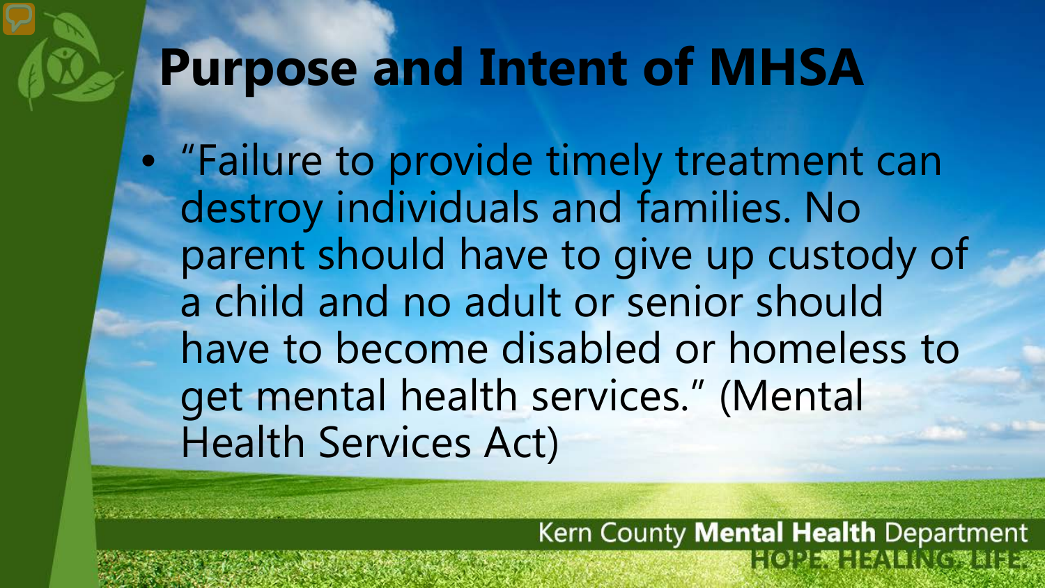# Purpose and Intent of MHSA

- "Failure to provide timely treatment can destroy individuals and families. No parent should have to give up custody of a child and no adult or senior should have to become disabled or homeless to get mental health services." (Mental Health Services Act)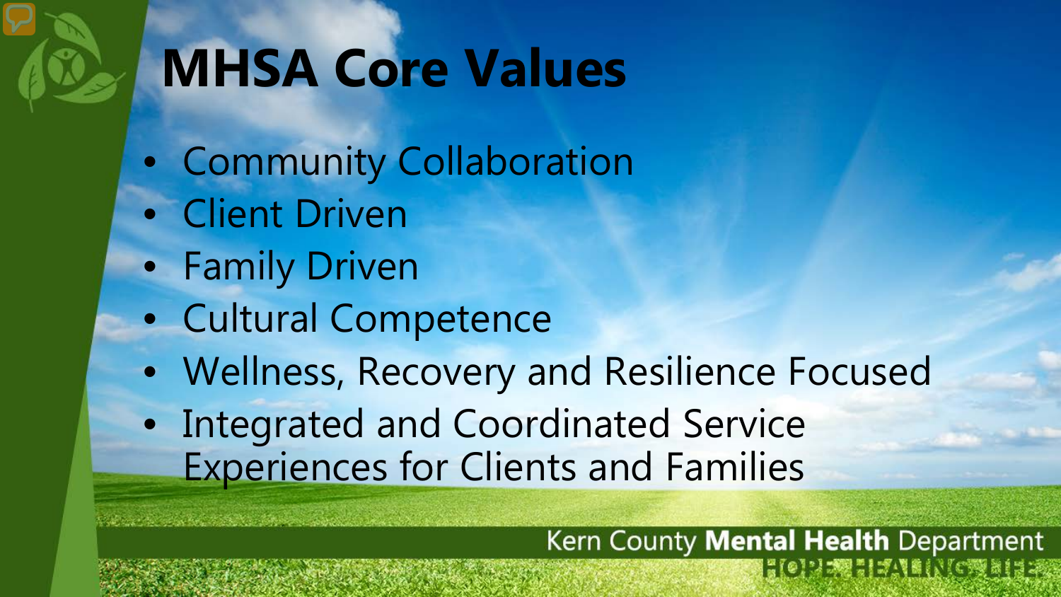# MHSA Core Values

- Community Collaboration
- Client Driven
- Family Driven
- Cultural Competence
- Wellness, Recovery and Resilience Focused
- Integrated and Coordinated Service Experiences for Clients and Families

Kern County **Mental Health** Department
HOPE. HEALING. LIFE.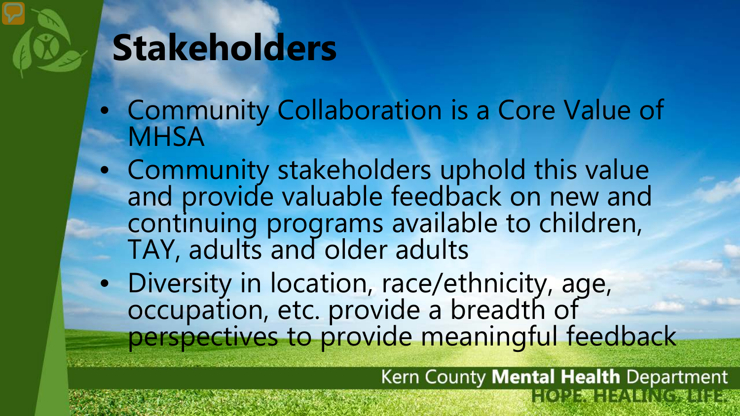# Stakeholders

- Community Collaboration is a Core Value of MHSA
- Community stakeholders uphold this value and provide valuable feedback on new and continuing programs available to children, TAY, adults and older adults
- Diversity in location, race/ethnicity, age, occupation, etc. provide a breadth of perspectives to provide meaningful feedback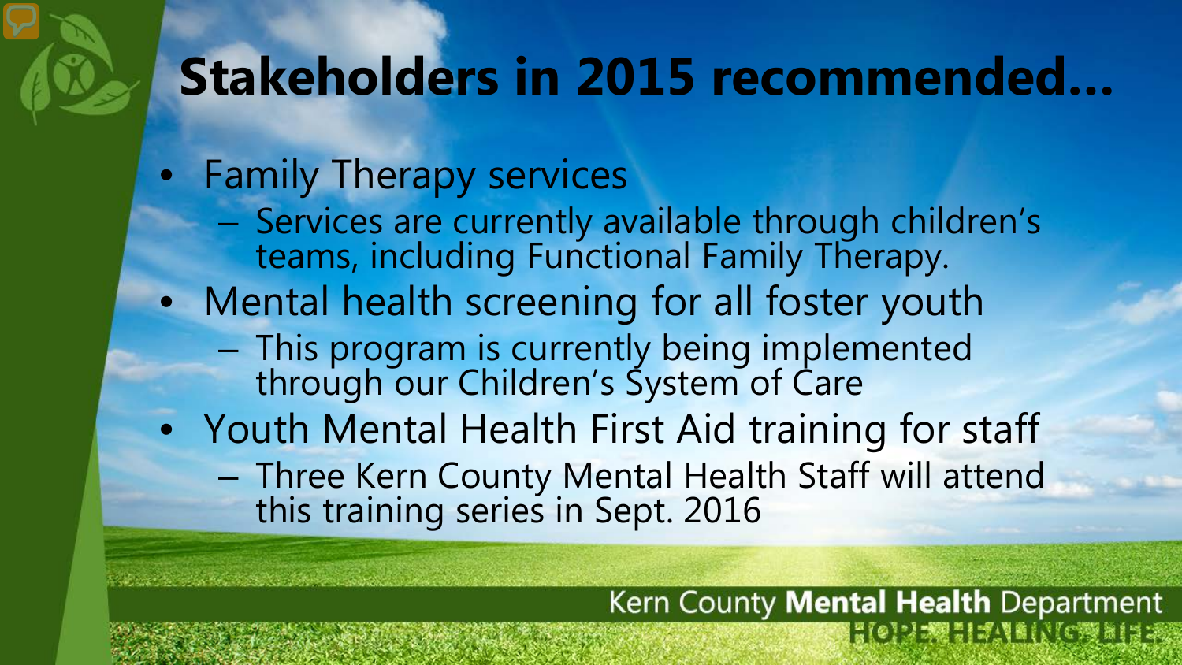# Stakeholders in 2015 recommended…

- Family Therapy services
  - Services are currently available through children's teams, including Functional Family Therapy.
- Mental health screening for all foster youth
  - This program is currently being implemented through our Children's System of Care
- Youth Mental Health First Aid training for staff
  - Three Kern County Mental Health Staff will attend this training series in Sept. 2016

Kern County **Mental Health** Department
HOPE. HEALING. LIFE.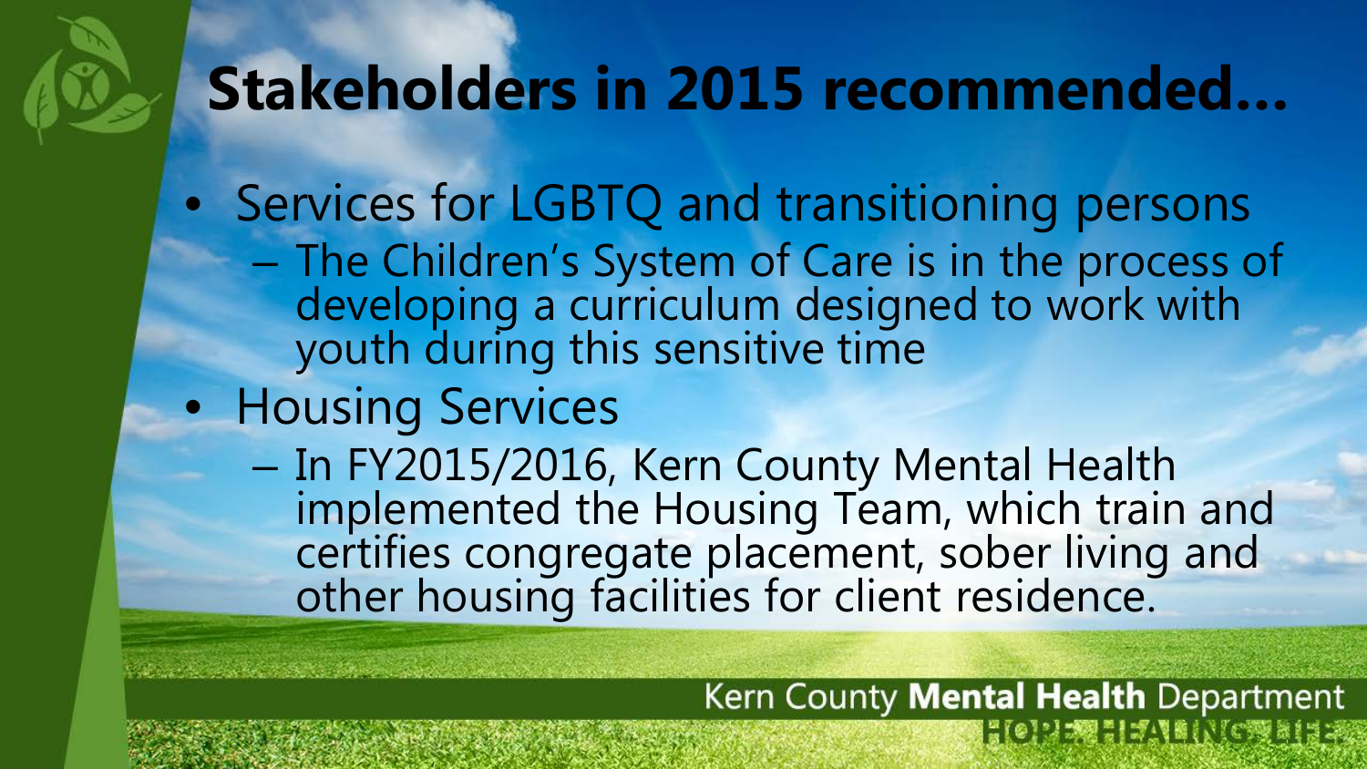# Stakeholders in 2015 recommended…

- Services for LGBTQ and transitioning persons
  - The Children's System of Care is in the process of developing a curriculum designed to work with youth during this sensitive time
- Housing Services
  - In FY2015/2016, Kern County Mental Health implemented the Housing Team, which train and certifies congregate placement, sober living and other housing facilities for client residence.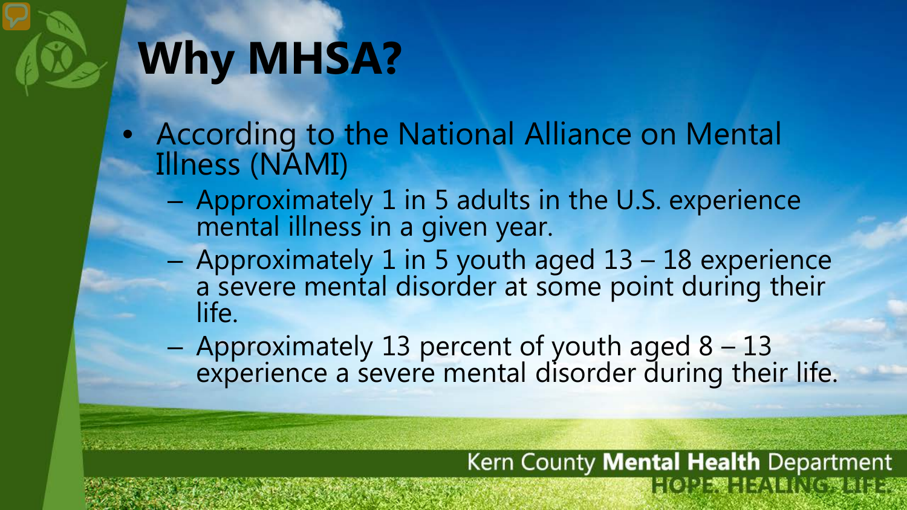# Why MHSA?

- According to the National Alliance on Mental Illness (NAMI)
  - Approximately 1 in 5 adults in the U.S. experience mental illness in a given year.
  - Approximately 1 in 5 youth aged 13 – 18 experience a severe mental disorder at some point during their life.
  - Approximately 13 percent of youth aged 8 – 13 experience a severe mental disorder during their life.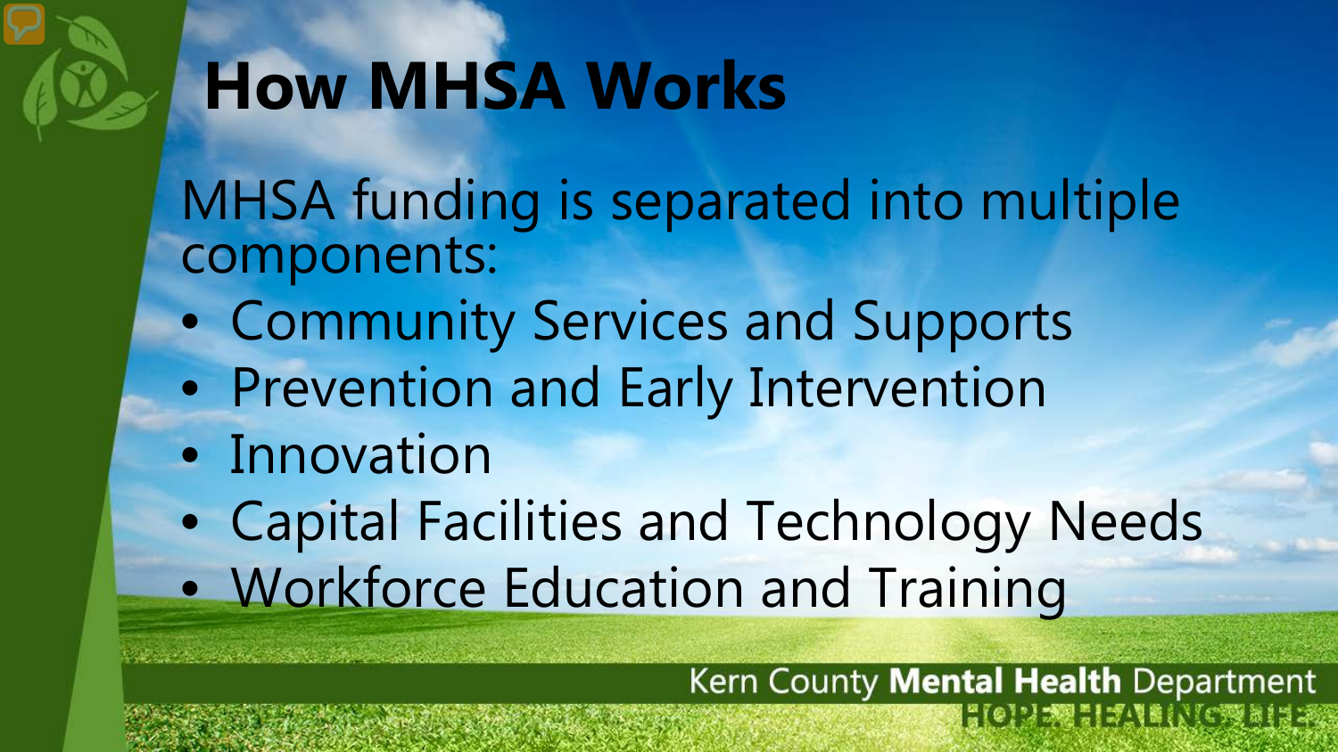# How MHSA Works

MHSA funding is separated into multiple components:

- Community Services and Supports
- Prevention and Early Intervention
- Innovation
- Capital Facilities and Technology Needs
- Workforce Education and Training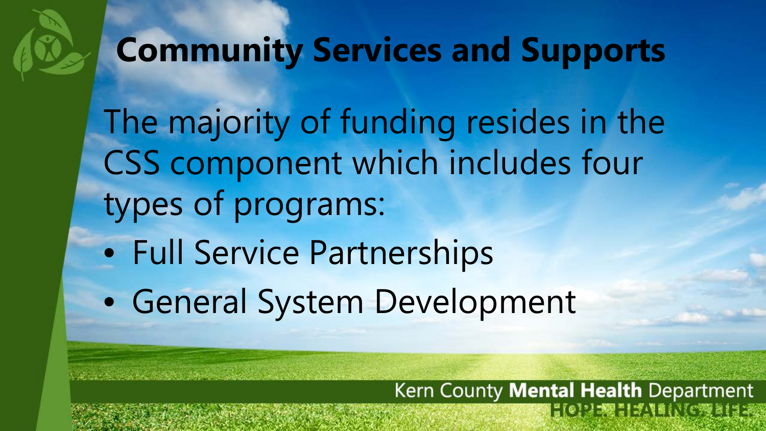# Community Services and Supports

The majority of funding resides in the CSS component which includes four types of programs:

- Full Service Partnerships
- General System Development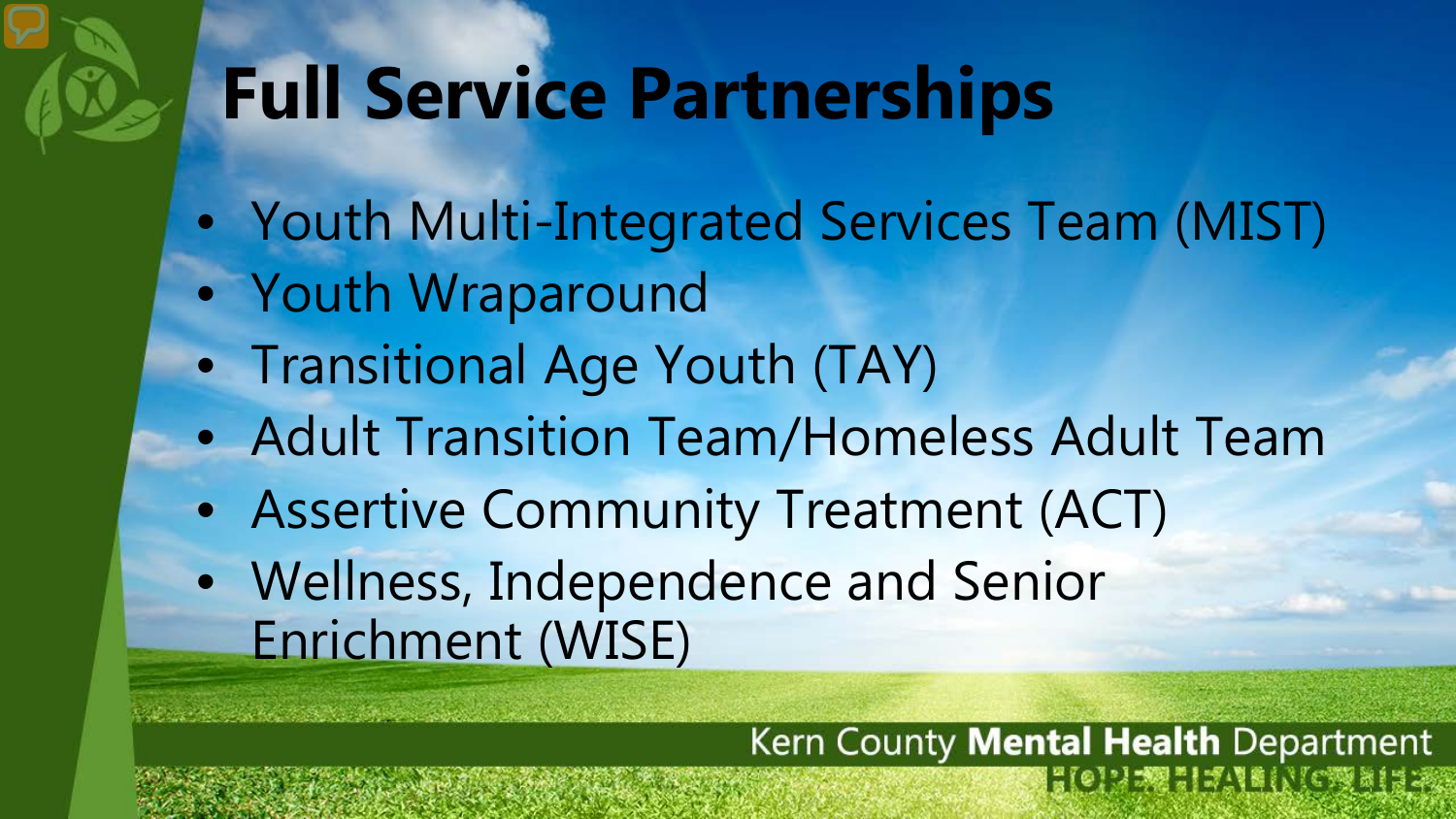# Full Service Partnerships

- Youth Multi-Integrated Services Team (MIST)
- Youth Wraparound
- Transitional Age Youth (TAY)
- Adult Transition Team/Homeless Adult Team
- Assertive Community Treatment (ACT)
- Wellness, Independence and Senior Enrichment (WISE)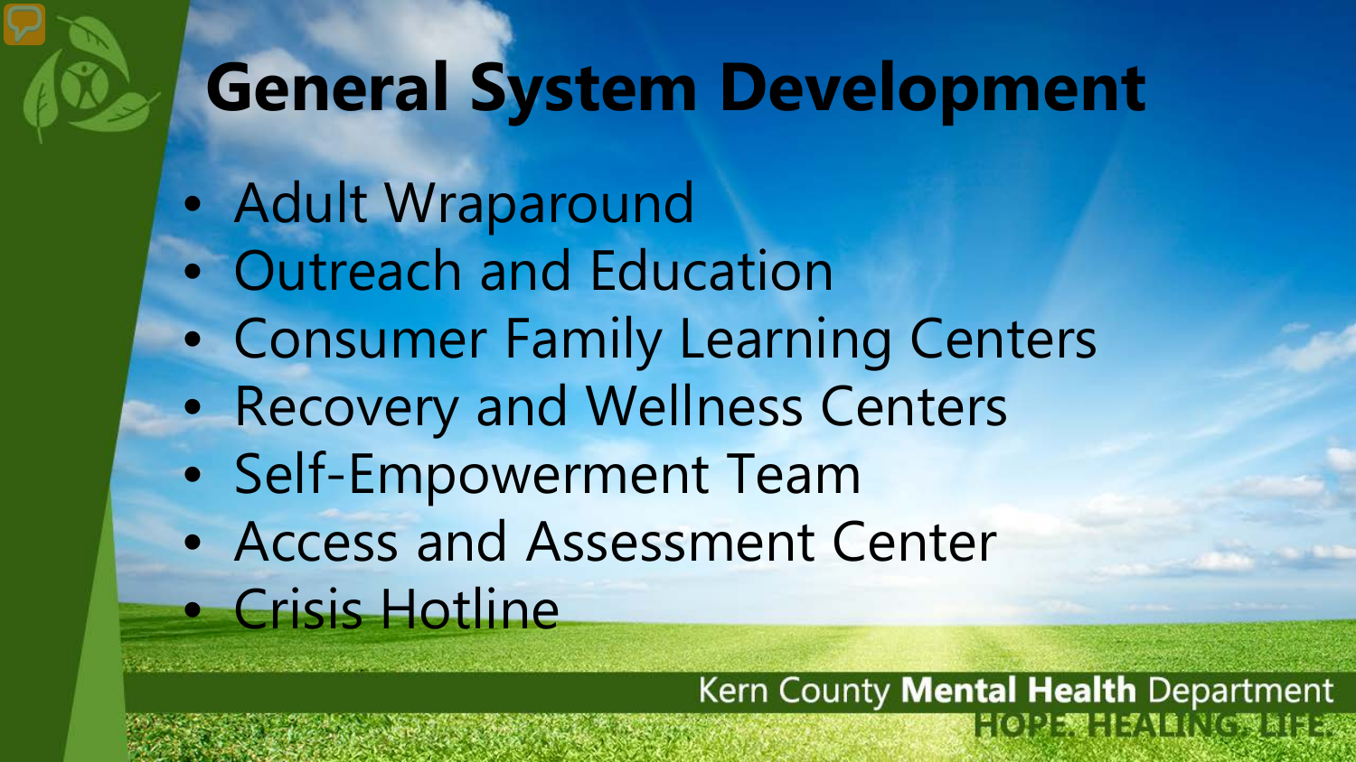# General System Development

- Adult Wraparound
- Outreach and Education
- Consumer Family Learning Centers
- Recovery and Wellness Centers
- Self-Empowerment Team
- Access and Assessment Center
- Crisis Hotline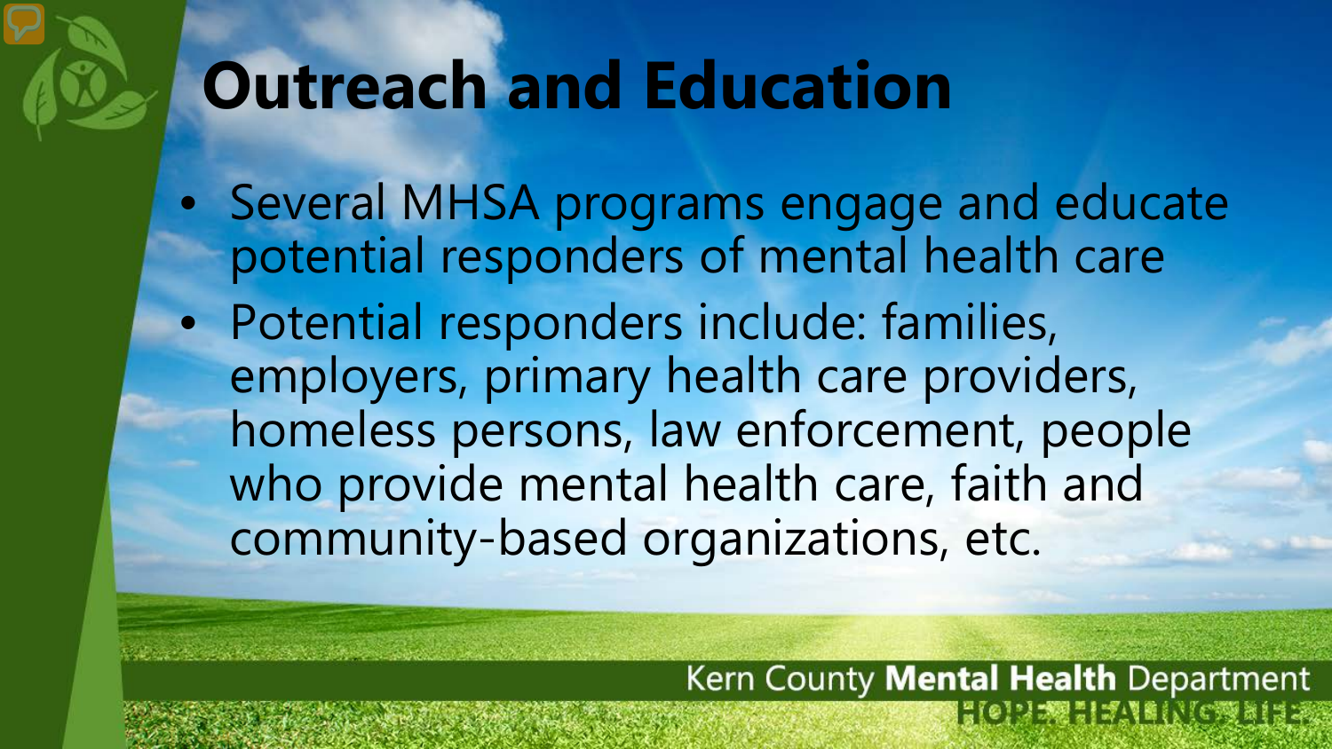# Outreach and Education

- Several MHSA programs engage and educate potential responders of mental health care
- Potential responders include: families, employers, primary health care providers, homeless persons, law enforcement, people who provide mental health care, faith and community-based organizations, etc.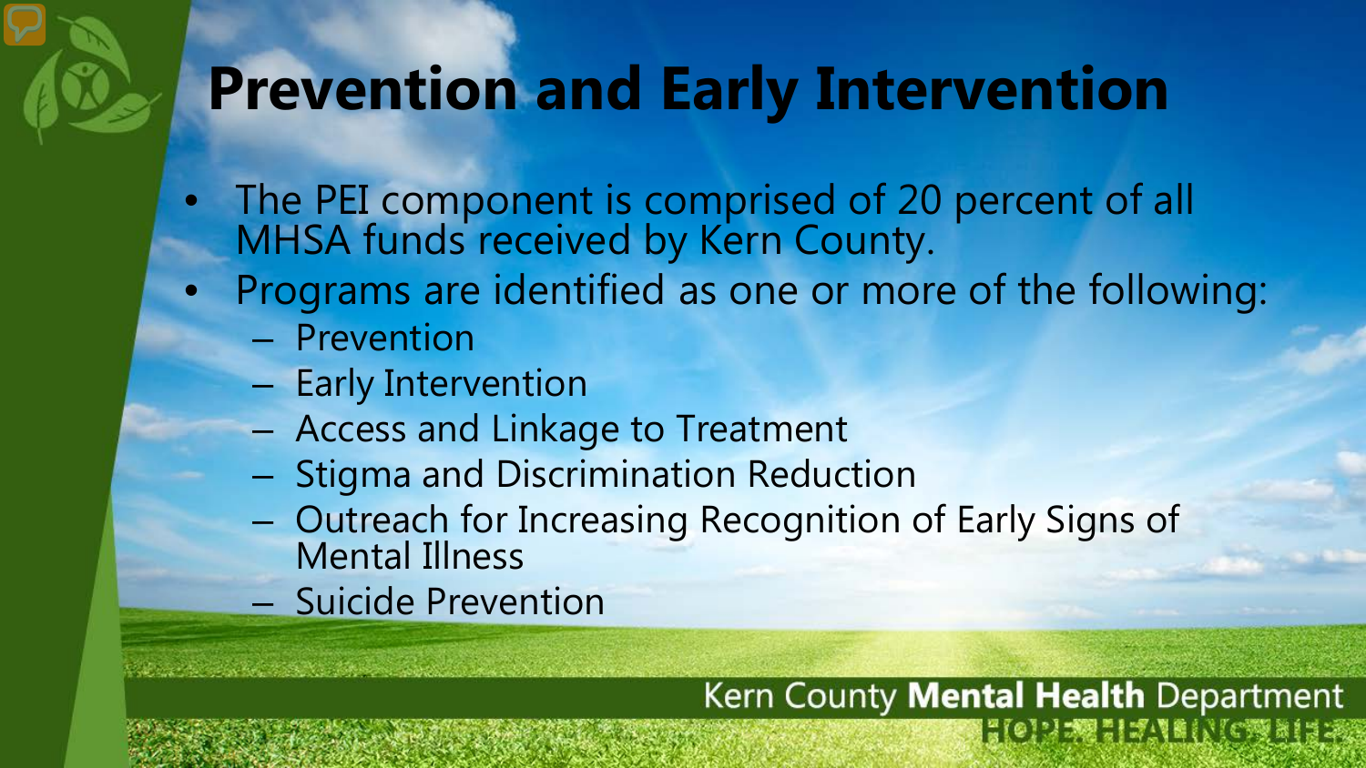# Prevention and Early Intervention

- The PEI component is comprised of 20 percent of all MHSA funds received by Kern County.
- Programs are identified as one or more of the following:
  - Prevention
  - Early Intervention
  - Access and Linkage to Treatment
  - Stigma and Discrimination Reduction
  - Outreach for Increasing Recognition of Early Signs of Mental Illness
  - Suicide Prevention

Kern County **Mental Health** Department
HOPE. HEALING. LIFE.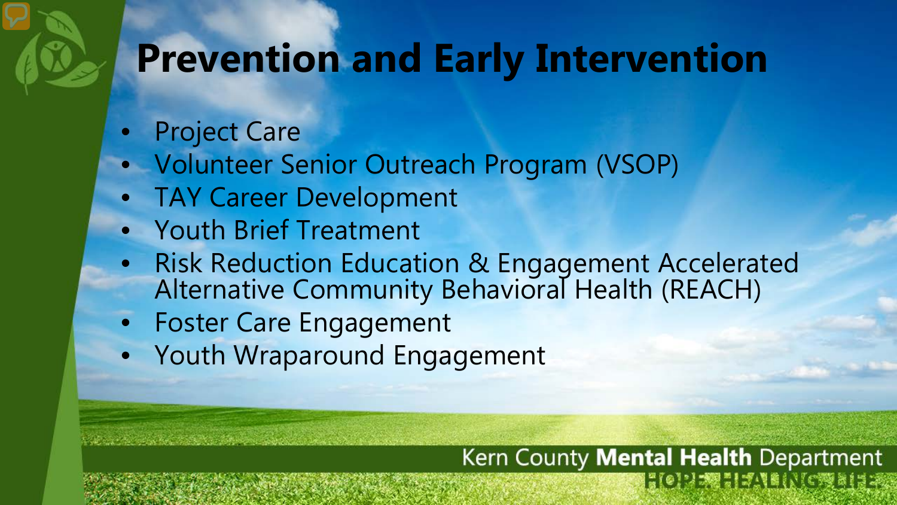# Prevention and Early Intervention

- Project Care
- Volunteer Senior Outreach Program (VSOP)
- TAY Career Development
- Youth Brief Treatment
- Risk Reduction Education & Engagement Accelerated Alternative Community Behavioral Health (REACH)
- Foster Care Engagement
- Youth Wraparound Engagement

Kern County **Mental Health** Department
HOPE. HEALING. LIFE.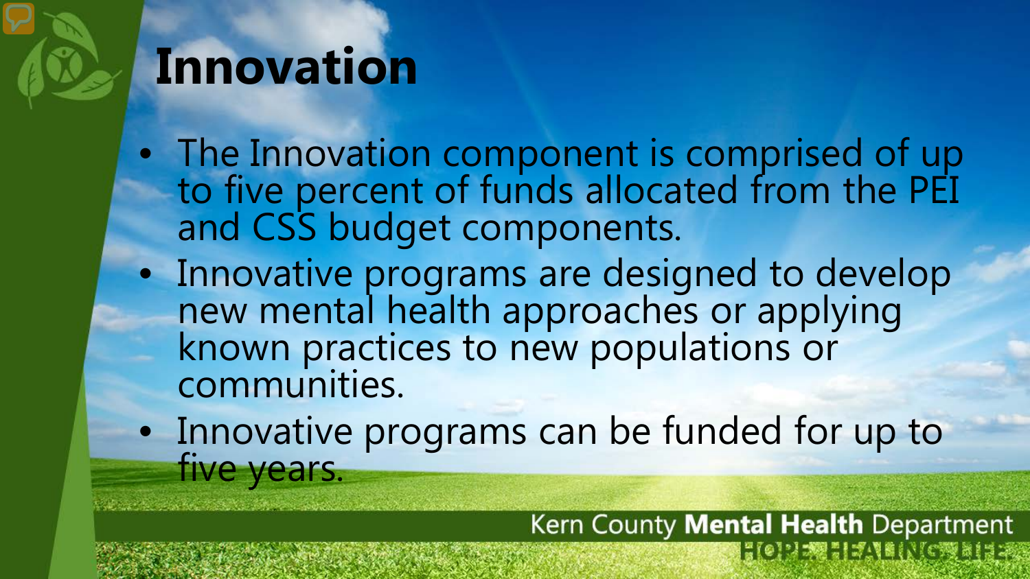# Innovation

- The Innovation component is comprised of up to five percent of funds allocated from the PEI and CSS budget components.
- Innovative programs are designed to develop new mental health approaches or applying known practices to new populations or communities.
- Innovative programs can be funded for up to five years.

Kern County **Mental Health** Department
HOPE. HEALING. LIFE.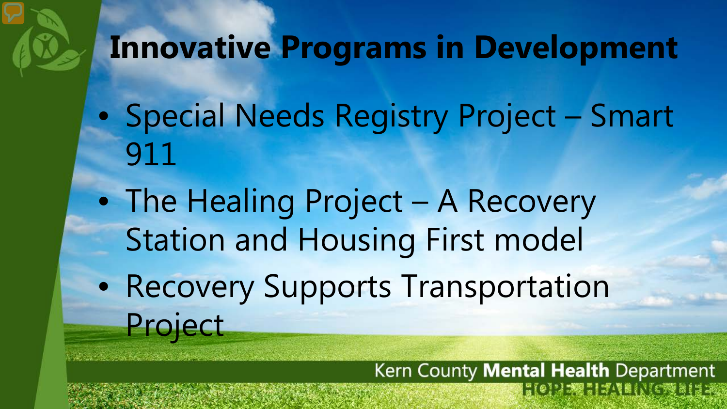# Innovative Programs in Development

- Special Needs Registry Project – Smart 911
- The Healing Project – A Recovery Station and Housing First model
- Recovery Supports Transportation Project

Kern County **Mental Health** Department
HOPE. HEALING. LIFE.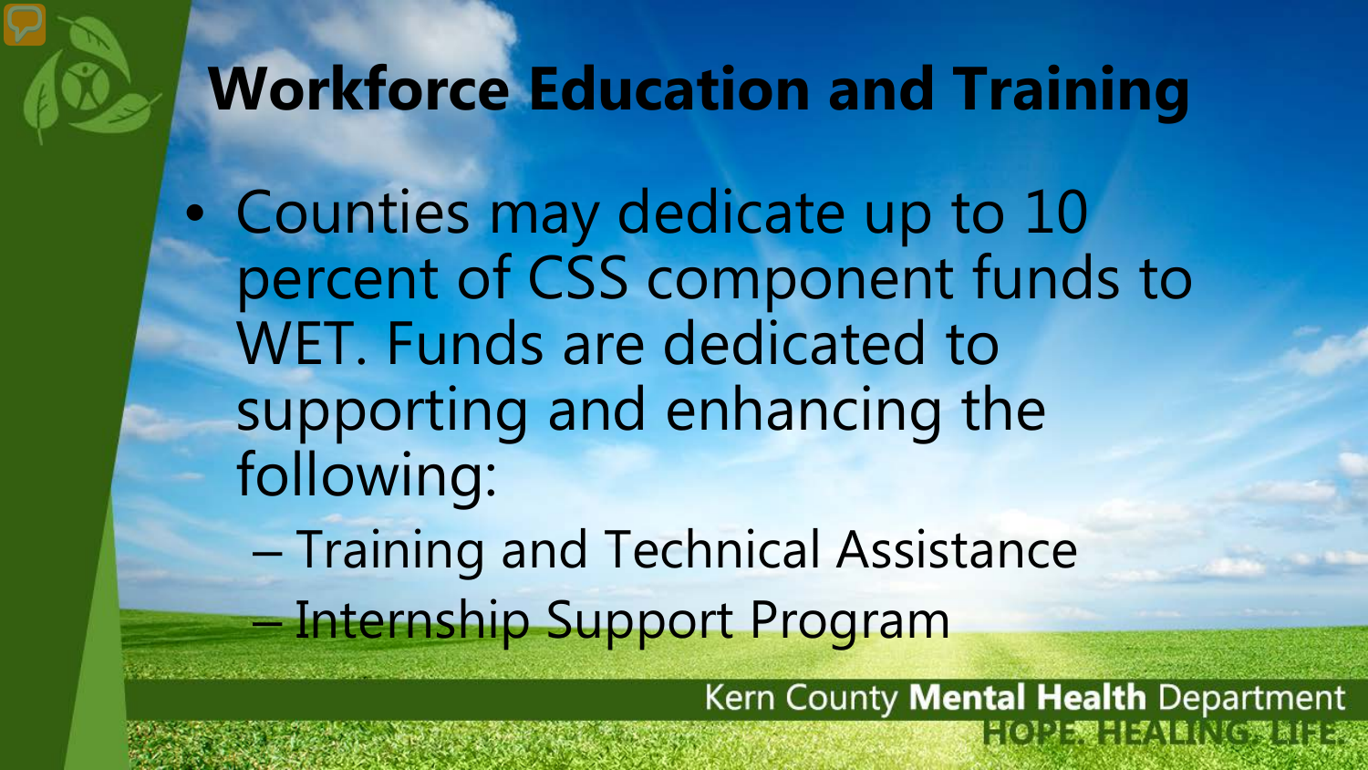# Workforce Education and Training

- Counties may dedicate up to 10 percent of CSS component funds to WET. Funds are dedicated to supporting and enhancing the following:
  - Training and Technical Assistance
  - Internship Support Program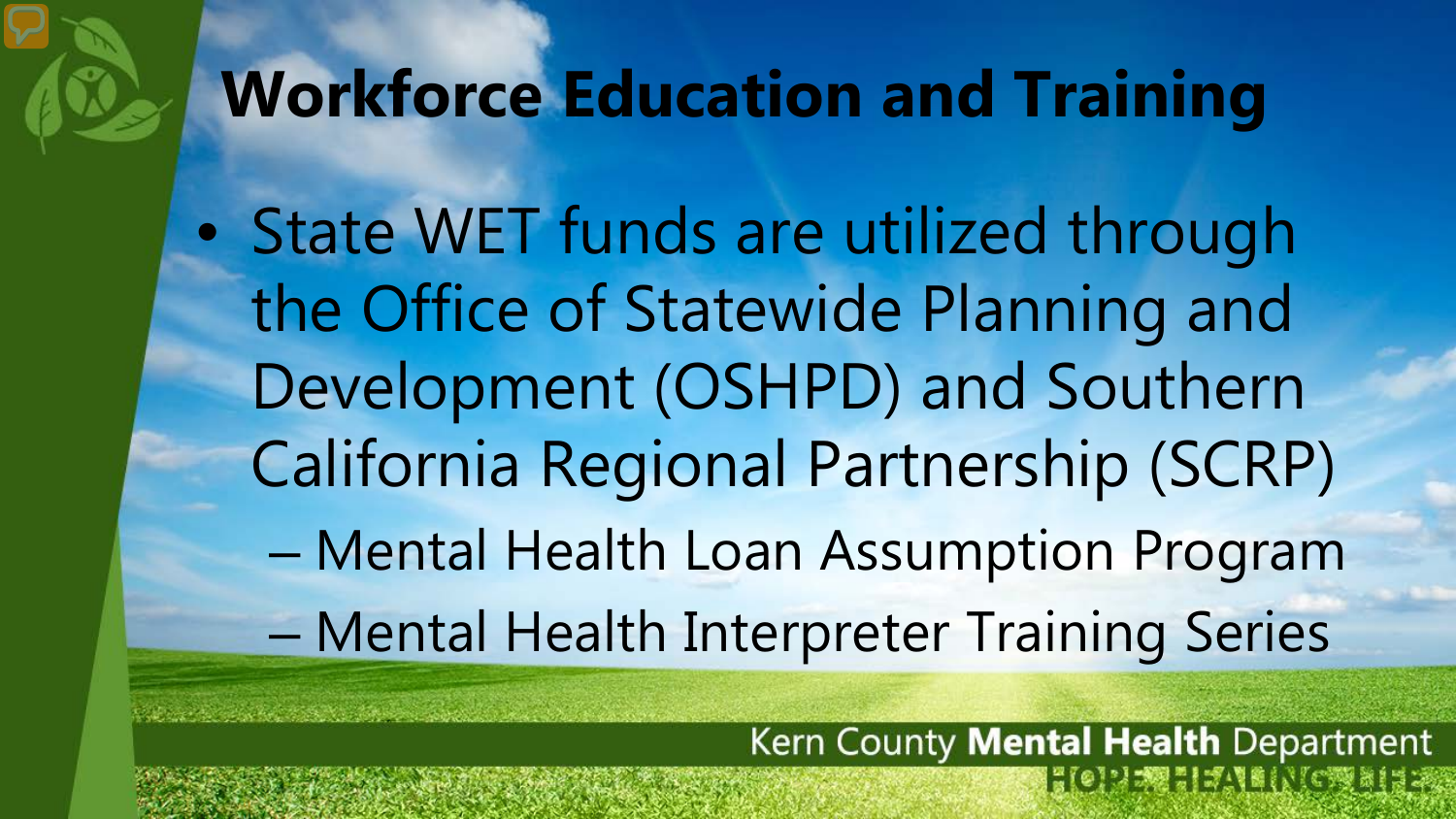# Workforce Education and Training

- State WET funds are utilized through the Office of Statewide Planning and Development (OSHPD) and Southern California Regional Partnership (SCRP)
  - Mental Health Loan Assumption Program
  - Mental Health Interpreter Training Series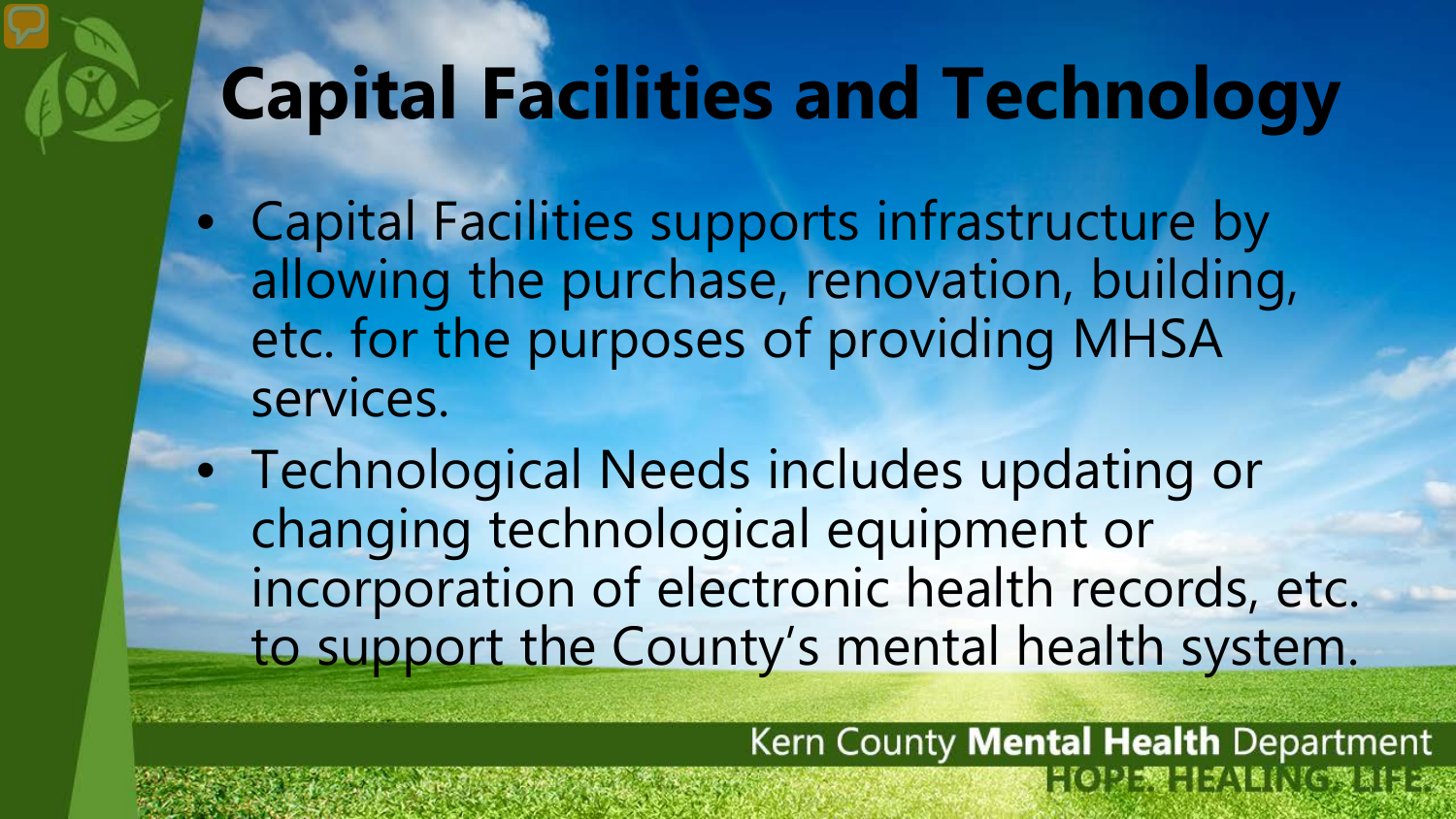# Capital Facilities and Technology

- Capital Facilities supports infrastructure by allowing the purchase, renovation, building, etc. for the purposes of providing MHSA services.
- Technological Needs includes updating or changing technological equipment or incorporation of electronic health records, etc. to support the County's mental health system.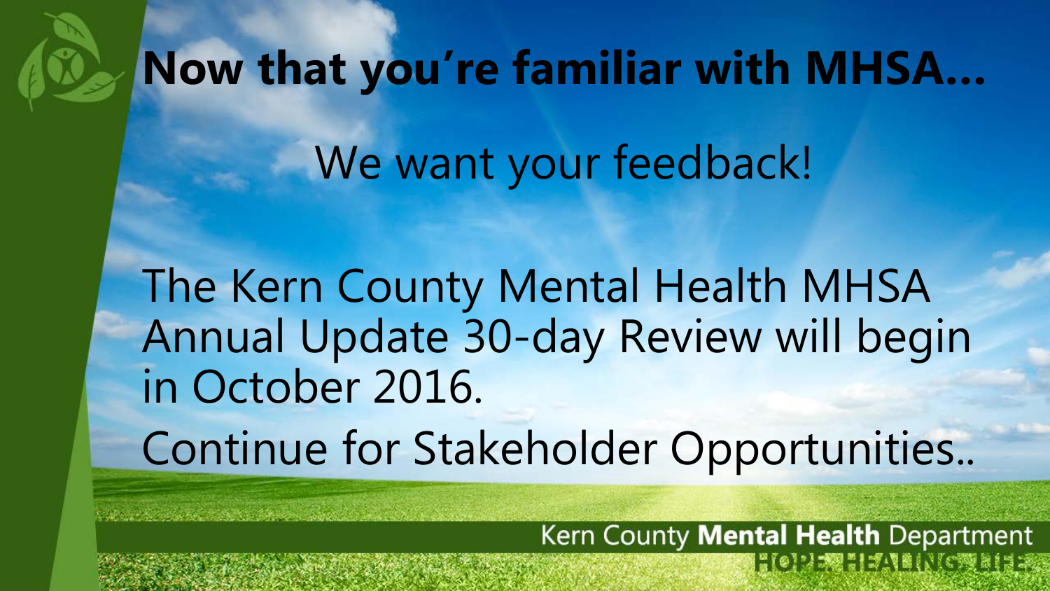# Now that you're familiar with MHSA…

We want your feedback!

The Kern County Mental Health MHSA Annual Update 30-day Review will begin in October 2016.

Continue for Stakeholder Opportunities..

Kern County **Mental Health** Department
HOPE. HEALING. LIFE.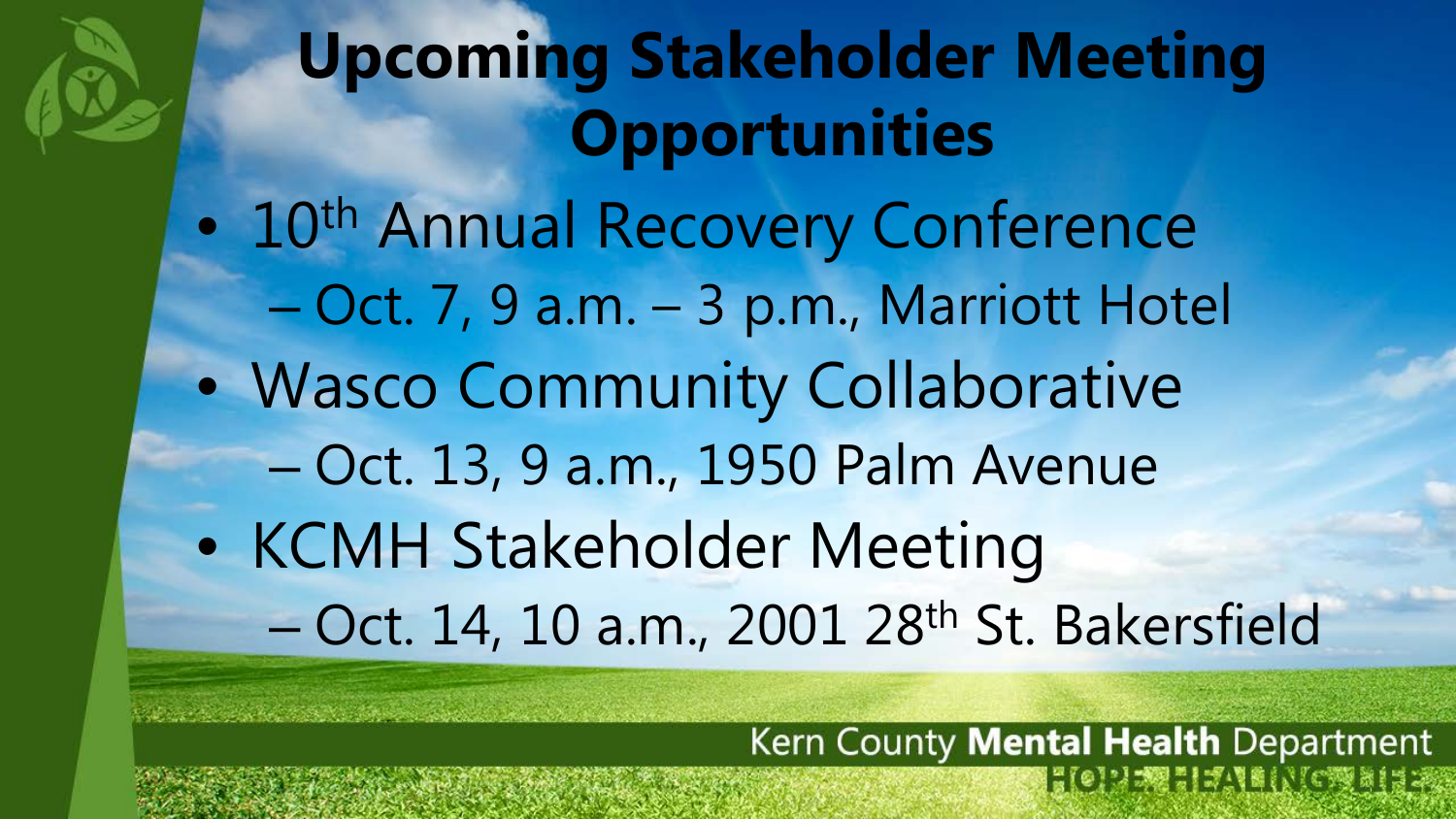# Upcoming Stakeholder Meeting Opportunities

- 10th Annual Recovery Conference
  - Oct. 7, 9 a.m. – 3 p.m., Marriott Hotel
- Wasco Community Collaborative
  - Oct. 13, 9 a.m., 1950 Palm Avenue
- KCMH Stakeholder Meeting
  - Oct. 14, 10 a.m., 2001 28th St. Bakersfield

Kern County **Mental Health** Department
HOPE. HEALING. LIFE.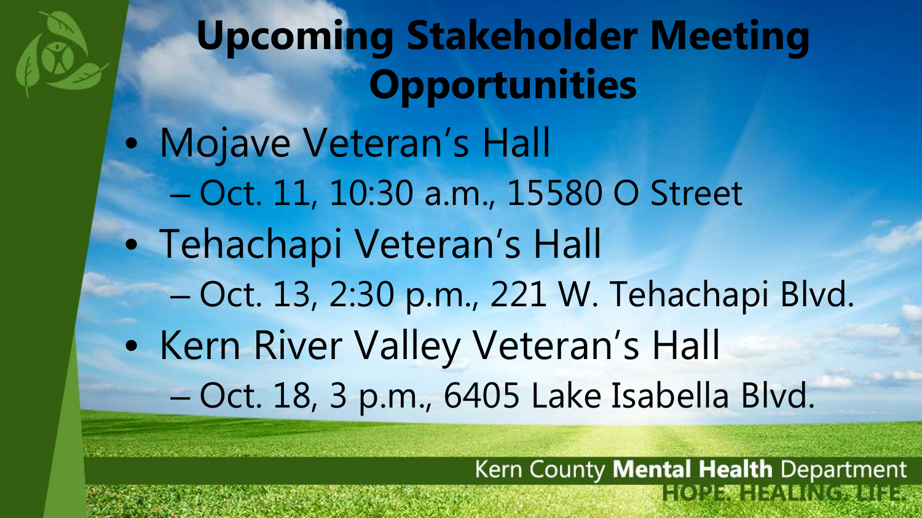# Upcoming Stakeholder Meeting Opportunities

- Mojave Veteran's Hall
  - Oct. 11, 10:30 a.m., 15580 O Street
- Tehachapi Veteran's Hall
  - Oct. 13, 2:30 p.m., 221 W. Tehachapi Blvd.
- Kern River Valley Veteran's Hall
  - Oct. 18, 3 p.m., 6405 Lake Isabella Blvd.

Kern County **Mental Health** Department
HOPE. HEALING. LIFE.